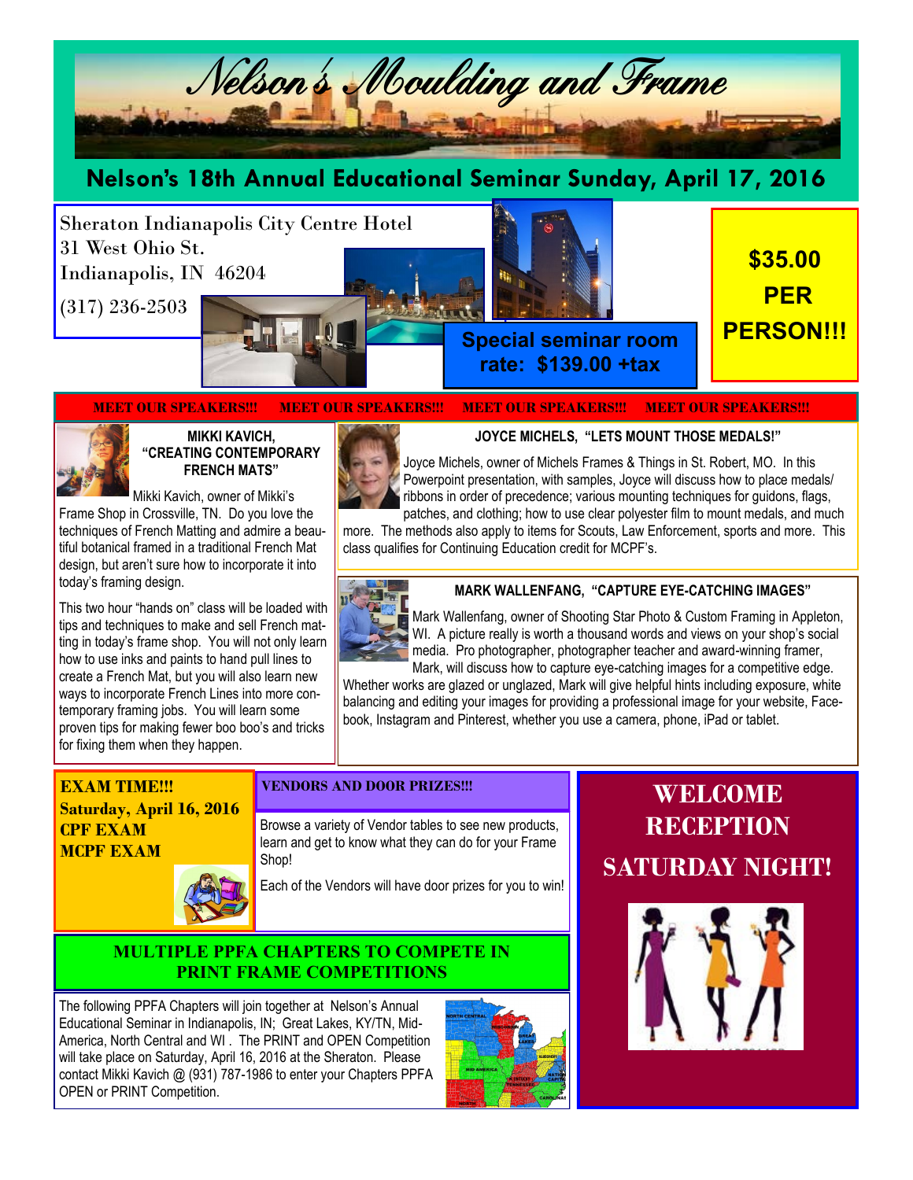# Nelson's Moulding and Frame

## Nelson's 18th Annual Educational Seminar Sunday, April 17, 2016

Sheraton Indianapolis City Centre Hotel
31 West Ohio St.
Indianapolis, IN 46204
(317) 236-2503

**Special seminar room rate: $139.00 +tax**

**$35.00 PER PERSON!!!**

**MEET OUR SPEAKERS!!! MEET OUR SPEAKERS!!! MEET OUR SPEAKERS!!! MEET OUR SPEAKERS!!!**

### MIKKI KAVICH, "CREATING CONTEMPORARY FRENCH MATS"

Mikki Kavich, owner of Mikki's Frame Shop in Crossville, TN. Do you love the techniques of French Matting and admire a beautiful botanical framed in a traditional French Mat design, but aren't sure how to incorporate it into today's framing design.

This two hour "hands on" class will be loaded with tips and techniques to make and sell French matting in today's frame shop. You will not only learn how to use inks and paints to hand pull lines to create a French Mat, but you will also learn new ways to incorporate French Lines into more contemporary framing jobs. You will learn some proven tips for making fewer boo boo's and tricks for fixing them when they happen.

### JOYCE MICHELS, "LETS MOUNT THOSE MEDALS!"

Joyce Michels, owner of Michels Frames & Things in St. Robert, MO. In this Powerpoint presentation, with samples, Joyce will discuss how to place medals/ribbons in order of precedence; various mounting techniques for guidons, flags, patches, and clothing; how to use clear polyester film to mount medals, and much more. The methods also apply to items for Scouts, Law Enforcement, sports and more. This class qualifies for Continuing Education credit for MCPF's.

### MARK WALLENFANG, "CAPTURE EYE-CATCHING IMAGES"

Mark Wallenfang, owner of Shooting Star Photo & Custom Framing in Appleton, WI. A picture really is worth a thousand words and views on your shop's social media. Pro photographer, photographer teacher and award-winning framer, Mark, will discuss how to capture eye-catching images for a competitive edge. Whether works are glazed or unglazed, Mark will give helpful hints including exposure, white balancing and editing your images for providing a professional image for your website, Facebook, Instagram and Pinterest, whether you use a camera, phone, iPad or tablet.

### EXAM TIME!!!

**Saturday, April 16, 2016**
**CPF EXAM**
**MCPF EXAM**

### VENDORS AND DOOR PRIZES!!!

Browse a variety of Vendor tables to see new products, learn and get to know what they can do for your Frame Shop!

Each of the Vendors will have door prizes for you to win!

### MULTIPLE PPFA CHAPTERS TO COMPETE IN PRINT FRAME COMPETITIONS

The following PPFA Chapters will join together at Nelson's Annual Educational Seminar in Indianapolis, IN; Great Lakes, KY/TN, Mid-America, North Central and WI. The PRINT and OPEN Competition will take place on Saturday, April 16, 2016 at the Sheraton. Please contact Mikki Kavich @ (931) 787-1986 to enter your Chapters PPFA OPEN or PRINT Competition.

## WELCOME RECEPTION SATURDAY NIGHT!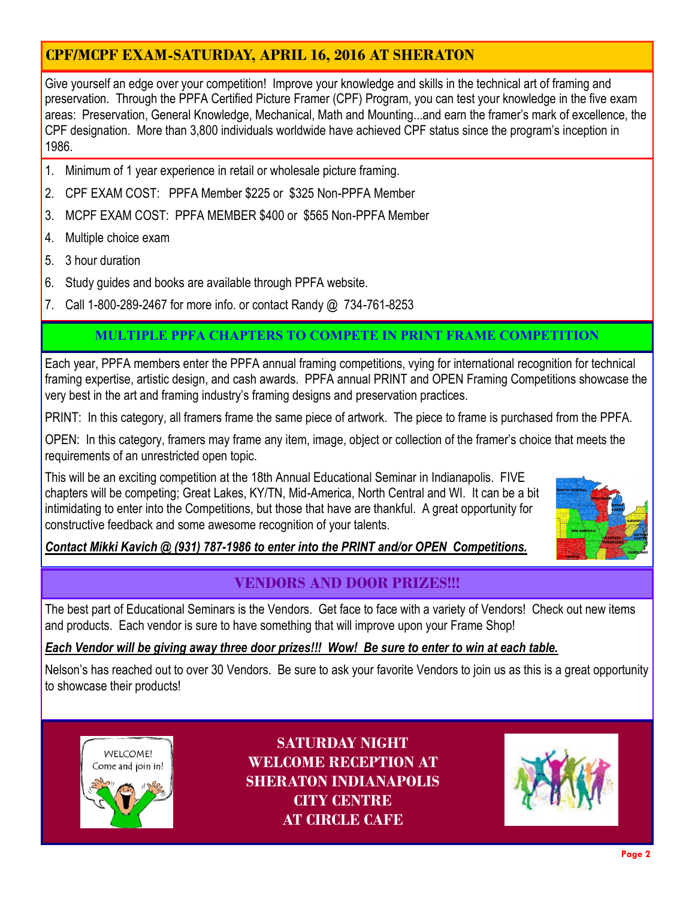## CPF/MCPF EXAM-SATURDAY, APRIL 16, 2016 AT SHERATON

Give yourself an edge over your competition! Improve your knowledge and skills in the technical art of framing and preservation. Through the PPFA Certified Picture Framer (CPF) Program, you can test your knowledge in the five exam areas: Preservation, General Knowledge, Mechanical, Math and Mounting...and earn the framer's mark of excellence, the CPF designation. More than 3,800 individuals worldwide have achieved CPF status since the program's inception in 1986.

1. Minimum of 1 year experience in retail or wholesale picture framing.
2. CPF EXAM COST: PPFA Member $225 or $325 Non-PPFA Member
3. MCPF EXAM COST: PPFA MEMBER $400 or $565 Non-PPFA Member
4. Multiple choice exam
5. 3 hour duration
6. Study guides and books are available through PPFA website.
7. Call 1-800-289-2467 for more info. or contact Randy @ 734-761-8253

## MULTIPLE PPFA CHAPTERS TO COMPETE IN PRINT FRAME COMPETITION

Each year, PPFA members enter the PPFA annual framing competitions, vying for international recognition for technical framing expertise, artistic design, and cash awards. PPFA annual PRINT and OPEN Framing Competitions showcase the very best in the art and framing industry's framing designs and preservation practices.

PRINT: In this category, all framers frame the same piece of artwork. The piece to frame is purchased from the PPFA.

OPEN: In this category, framers may frame any item, image, object or collection of the framer's choice that meets the requirements of an unrestricted open topic.

This will be an exciting competition at the 18th Annual Educational Seminar in Indianapolis. FIVE chapters will be competing; Great Lakes, KY/TN, Mid-America, North Central and WI. It can be a bit intimidating to enter into the Competitions, but those that have are thankful. A great opportunity for constructive feedback and some awesome recognition of your talents.

***Contact Mikki Kavich @ (931) 787-1986 to enter into the PRINT and/or OPEN Competitions.***

## VENDORS AND DOOR PRIZES!!!

The best part of Educational Seminars is the Vendors. Get face to face with a variety of Vendors! Check out new items and products. Each vendor is sure to have something that will improve upon your Frame Shop!

***Each Vendor will be giving away three door prizes!!! Wow! Be sure to enter to win at each table.***

Nelson's has reached out to over 30 Vendors. Be sure to ask your favorite Vendors to join us as this is a great opportunity to showcase their products!

## SATURDAY NIGHT WELCOME RECEPTION AT SHERATON INDIANAPOLIS CITY CENTRE AT CIRCLE CAFE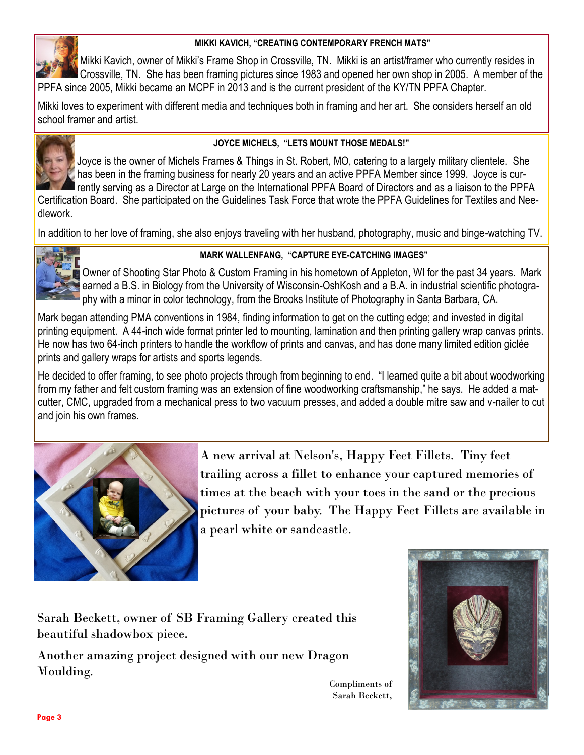### MIKKI KAVICH, "CREATING CONTEMPORARY FRENCH MATS"

Mikki Kavich, owner of Mikki's Frame Shop in Crossville, TN. Mikki is an artist/framer who currently resides in Crossville, TN. She has been framing pictures since 1983 and opened her own shop in 2005. A member of the PPFA since 2005, Mikki became an MCPF in 2013 and is the current president of the KY/TN PPFA Chapter.

Mikki loves to experiment with different media and techniques both in framing and her art. She considers herself an old school framer and artist.

### JOYCE MICHELS, "LETS MOUNT THOSE MEDALS!"

Joyce is the owner of Michels Frames & Things in St. Robert, MO, catering to a largely military clientele. She has been in the framing business for nearly 20 years and an active PPFA Member since 1999. Joyce is currently serving as a Director at Large on the International PPFA Board of Directors and as a liaison to the PPFA Certification Board. She participated on the Guidelines Task Force that wrote the PPFA Guidelines for Textiles and Needlework.

In addition to her love of framing, she also enjoys traveling with her husband, photography, music and binge-watching TV.

### MARK WALLENFANG, "CAPTURE EYE-CATCHING IMAGES"

Owner of Shooting Star Photo & Custom Framing in his hometown of Appleton, WI for the past 34 years. Mark earned a B.S. in Biology from the University of Wisconsin-OshKosh and a B.A. in industrial scientific photography with a minor in color technology, from the Brooks Institute of Photography in Santa Barbara, CA.

Mark began attending PMA conventions in 1984, finding information to get on the cutting edge; and invested in digital printing equipment. A 44-inch wide format printer led to mounting, lamination and then printing gallery wrap canvas prints. He now has two 64-inch printers to handle the workflow of prints and canvas, and has done many limited edition giclée prints and gallery wraps for artists and sports legends.

He decided to offer framing, to see photo projects through from beginning to end. "I learned quite a bit about woodworking from my father and felt custom framing was an extension of fine woodworking craftsmanship," he says. He added a mat-cutter, CMC, upgraded from a mechanical press to two vacuum presses, and added a double mitre saw and v-nailer to cut and join his own frames.

A new arrival at Nelson's, Happy Feet Fillets. Tiny feet trailing across a fillet to enhance your captured memories of times at the beach with your toes in the sand or the precious pictures of your baby. The Happy Feet Fillets are available in a pearl white or sandcastle.

Sarah Beckett, owner of SB Framing Gallery created this beautiful shadowbox piece.

Another amazing project designed with our new Dragon Moulding.

Compliments of Sarah Beckett,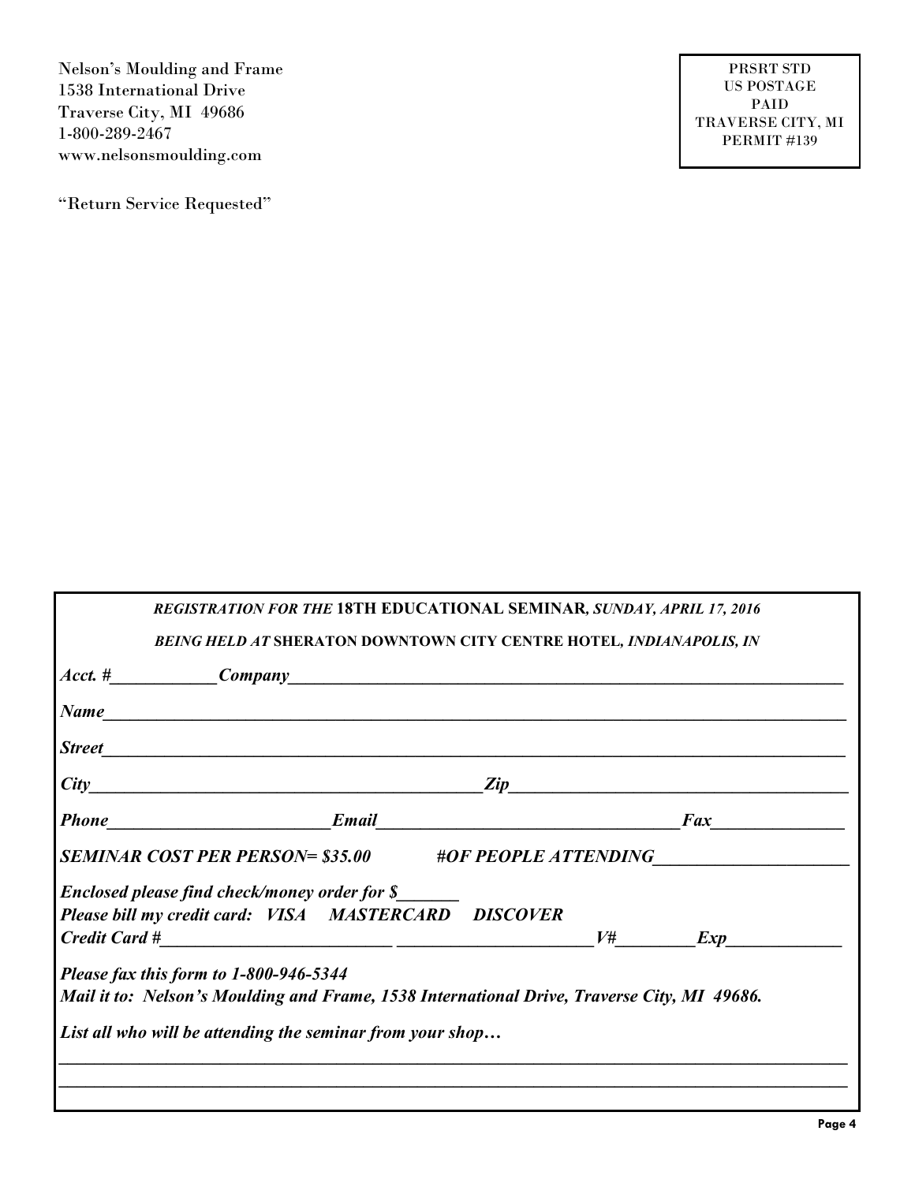Nelson's Moulding and Frame
1538 International Drive
Traverse City, MI 49686
1-800-289-2467
www.nelsonsmoulding.com

"Return Service Requested"

PRSRT STD
US POSTAGE
PAID
TRAVERSE CITY, MI
PERMIT #139

***REGISTRATION FOR THE* 18TH EDUCATIONAL SEMINAR*, SUNDAY, APRIL 17, 2016***

***BEING HELD AT* SHERATON DOWNTOWN CITY CENTRE HOTEL*, INDIANAPOLIS, IN***

***Acct. #___________Company_____________________________________________________________***

***Name_______________________________________________________________________________***

***Street______________________________________________________________________________***

***City_________________________________________Zip___________________________________***

***Phone_______________________Email______________________________Fax_____________***

***SEMINAR COST PER PERSON= $35.00 #OF PEOPLE ATTENDING____________________***

***Enclosed please find check/money order for $_______***
***Please bill my credit card: VISA MASTERCARD DISCOVER***
***Credit Card #_________________________ ______________________V#________Exp____________***

***Please fax this form to 1-800-946-5344***
***Mail it to: Nelson's Moulding and Frame, 1538 International Drive, Traverse City, MI 49686.***

***List all who will be attending the seminar from your shop…***

___________________________________________________________________________________________

___________________________________________________________________________________________